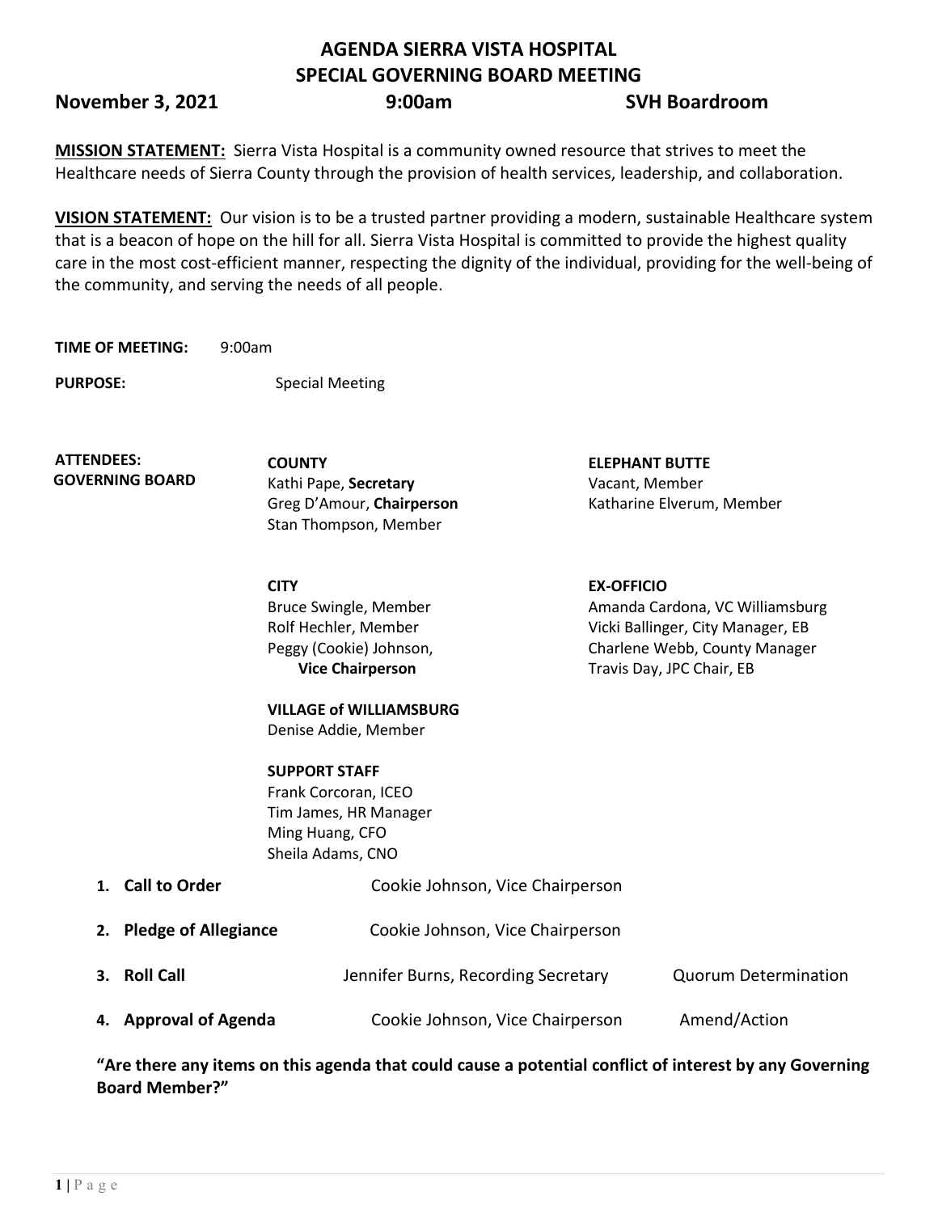# AGENDA SIERRA VISTA HOSPITAL
# SPECIAL GOVERNING BOARD MEETING

**November 3, 2021** **9:00am** **SVH Boardroom**

**MISSION STATEMENT:** Sierra Vista Hospital is a community owned resource that strives to meet the Healthcare needs of Sierra County through the provision of health services, leadership, and collaboration.

**VISION STATEMENT:** Our vision is to be a trusted partner providing a modern, sustainable Healthcare system that is a beacon of hope on the hill for all. Sierra Vista Hospital is committed to provide the highest quality care in the most cost-efficient manner, respecting the dignity of the individual, providing for the well-being of the community, and serving the needs of all people.

**TIME OF MEETING:** 9:00am

**PURPOSE:** Special Meeting

**ATTENDEES: GOVERNING BOARD**

**COUNTY**
Kathi Pape, **Secretary**
Greg D'Amour, **Chairperson**
Stan Thompson, Member

**ELEPHANT BUTTE**
Vacant, Member
Katharine Elverum, Member

**CITY**
Bruce Swingle, Member
Rolf Hechler, Member
Peggy (Cookie) Johnson, **Vice Chairperson**

**EX-OFFICIO**
Amanda Cardona, VC Williamsburg
Vicki Ballinger, City Manager, EB
Charlene Webb, County Manager
Travis Day, JPC Chair, EB

**VILLAGE of WILLIAMSBURG**
Denise Addie, Member

**SUPPORT STAFF**
Frank Corcoran, ICEO
Tim James, HR Manager
Ming Huang, CFO
Sheila Adams, CNO

1. **Call to Order** — Cookie Johnson, Vice Chairperson
2. **Pledge of Allegiance** — Cookie Johnson, Vice Chairperson
3. **Roll Call** — Jennifer Burns, Recording Secretary — Quorum Determination
4. **Approval of Agenda** — Cookie Johnson, Vice Chairperson — Amend/Action

**"Are there any items on this agenda that could cause a potential conflict of interest by any Governing Board Member?"**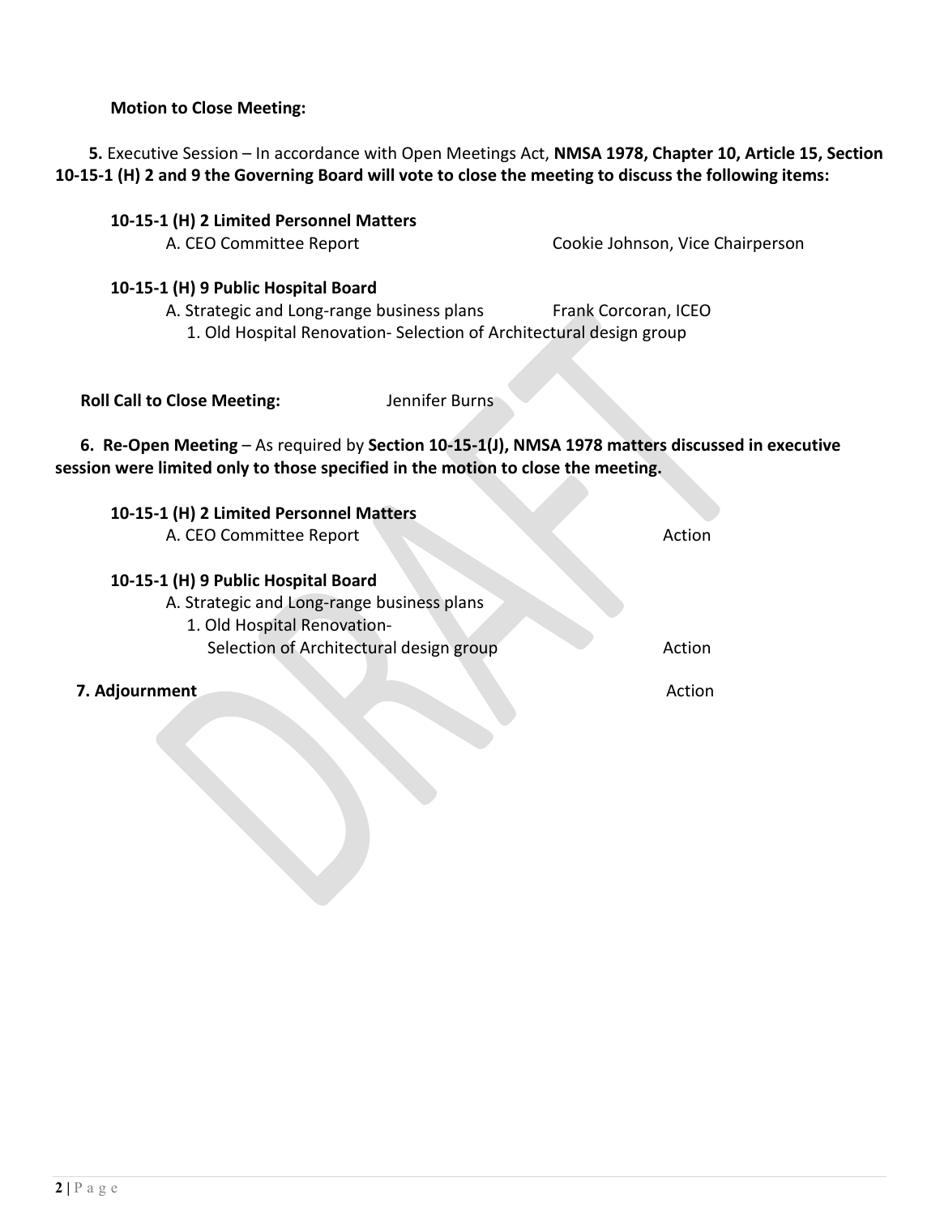**Motion to Close Meeting:**

**5.** Executive Session – In accordance with Open Meetings Act, **NMSA 1978, Chapter 10, Article 15, Section 10-15-1 (H) 2 and 9 the Governing Board will vote to close the meeting to discuss the following items:**

**10-15-1 (H) 2 Limited Personnel Matters**

A. CEO Committee Report — Cookie Johnson, Vice Chairperson

**10-15-1 (H) 9 Public Hospital Board**

A. Strategic and Long-range business plans — Frank Corcoran, ICEO

1. Old Hospital Renovation- Selection of Architectural design group

**Roll Call to Close Meeting:** Jennifer Burns

**6. Re-Open Meeting** – As required by **Section 10-15-1(J), NMSA 1978 matters discussed in executive session were limited only to those specified in the motion to close the meeting.**

**10-15-1 (H) 2 Limited Personnel Matters**

A. CEO Committee Report — Action

**10-15-1 (H) 9 Public Hospital Board**

A. Strategic and Long-range business plans

1. Old Hospital Renovation- Selection of Architectural design group — Action

**7. Adjournment** — Action

DRAFT